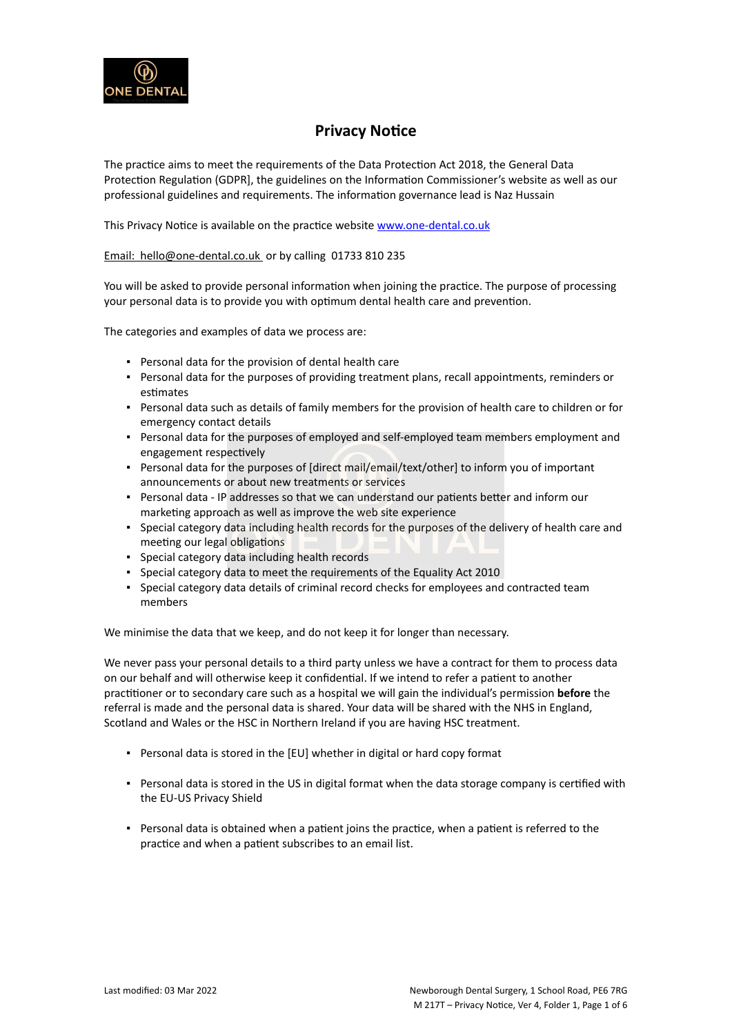# Privacy Notice

The practice aims to meet the requirements of the Data Protection Act 2018, the General Data Protection Regulation (GDPR], the guidelines on the Information Commissioner's website as well as our professional guidelines and requirements. The information governance lead is Naz Hussain

This Privacy Notice is available on the practice website [www.one-dental.co.uk](www.one-dental.co.uk)

Email: hello@one-dental.co.uk or by calling 01733 810 235

You will be asked to provide personal information when joining the practice. The purpose of processing your personal data is to provide you with optimum dental health care and prevention.

The categories and examples of data we process are:

- Personal data for the provision of dental health care
- Personal data for the purposes of providing treatment plans, recall appointments, reminders or estimates
- Personal data such as details of family members for the provision of health care to children or for emergency contact details
- Personal data for the purposes of employed and self-employed team members employment and engagement respectively
- Personal data for the purposes of [direct mail/email/text/other] to inform you of important announcements or about new treatments or services
- Personal data - IP addresses so that we can understand our patients better and inform our marketing approach as well as improve the web site experience
- Special category data including health records for the purposes of the delivery of health care and meeting our legal obligations
- Special category data including health records
- Special category data to meet the requirements of the Equality Act 2010
- Special category data details of criminal record checks for employees and contracted team members

We minimise the data that we keep, and do not keep it for longer than necessary.

We never pass your personal details to a third party unless we have a contract for them to process data on our behalf and will otherwise keep it confidential. If we intend to refer a patient to another practitioner or to secondary care such as a hospital we will gain the individual's permission **before** the referral is made and the personal data is shared. Your data will be shared with the NHS in England, Scotland and Wales or the HSC in Northern Ireland if you are having HSC treatment.

- Personal data is stored in the [EU] whether in digital or hard copy format
- Personal data is stored in the US in digital format when the data storage company is certified with the EU-US Privacy Shield
- Personal data is obtained when a patient joins the practice, when a patient is referred to the practice and when a patient subscribes to an email list.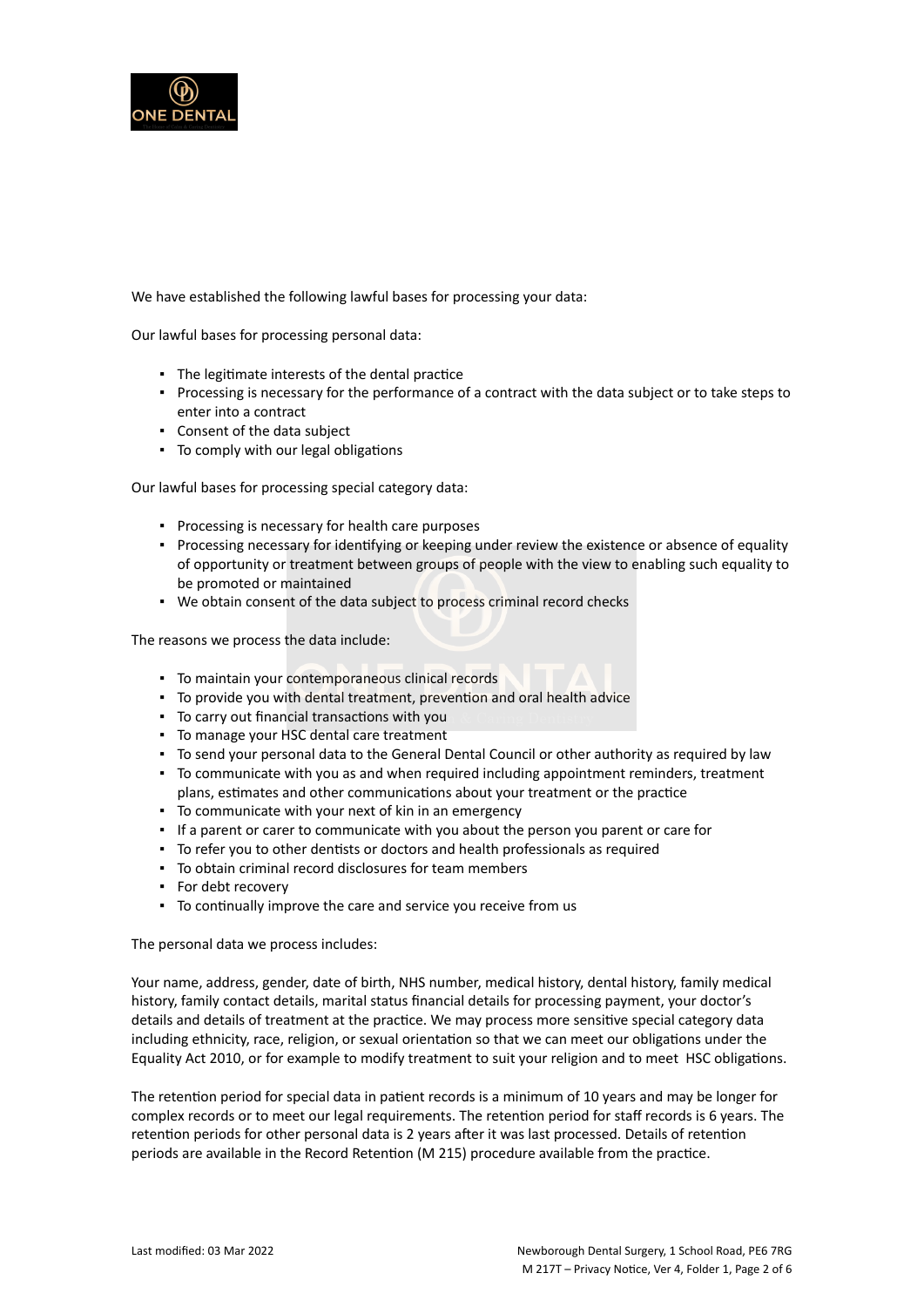We have established the following lawful bases for processing your data:

Our lawful bases for processing personal data:

- The legitimate interests of the dental practice
- Processing is necessary for the performance of a contract with the data subject or to take steps to enter into a contract
- Consent of the data subject
- To comply with our legal obligations

Our lawful bases for processing special category data:

- Processing is necessary for health care purposes
- Processing necessary for identifying or keeping under review the existence or absence of equality of opportunity or treatment between groups of people with the view to enabling such equality to be promoted or maintained
- We obtain consent of the data subject to process criminal record checks

The reasons we process the data include:

- To maintain your contemporaneous clinical records
- To provide you with dental treatment, prevention and oral health advice
- To carry out financial transactions with you
- To manage your HSC dental care treatment
- To send your personal data to the General Dental Council or other authority as required by law
- To communicate with you as and when required including appointment reminders, treatment plans, estimates and other communications about your treatment or the practice
- To communicate with your next of kin in an emergency
- If a parent or carer to communicate with you about the person you parent or care for
- To refer you to other dentists or doctors and health professionals as required
- To obtain criminal record disclosures for team members
- For debt recovery
- To continually improve the care and service you receive from us

The personal data we process includes:

Your name, address, gender, date of birth, NHS number, medical history, dental history, family medical history, family contact details, marital status financial details for processing payment, your doctor's details and details of treatment at the practice. We may process more sensitive special category data including ethnicity, race, religion, or sexual orientation so that we can meet our obligations under the Equality Act 2010, or for example to modify treatment to suit your religion and to meet HSC obligations.

The retention period for special data in patient records is a minimum of 10 years and may be longer for complex records or to meet our legal requirements. The retention period for staff records is 6 years. The retention periods for other personal data is 2 years after it was last processed. Details of retention periods are available in the Record Retention (M 215) procedure available from the practice.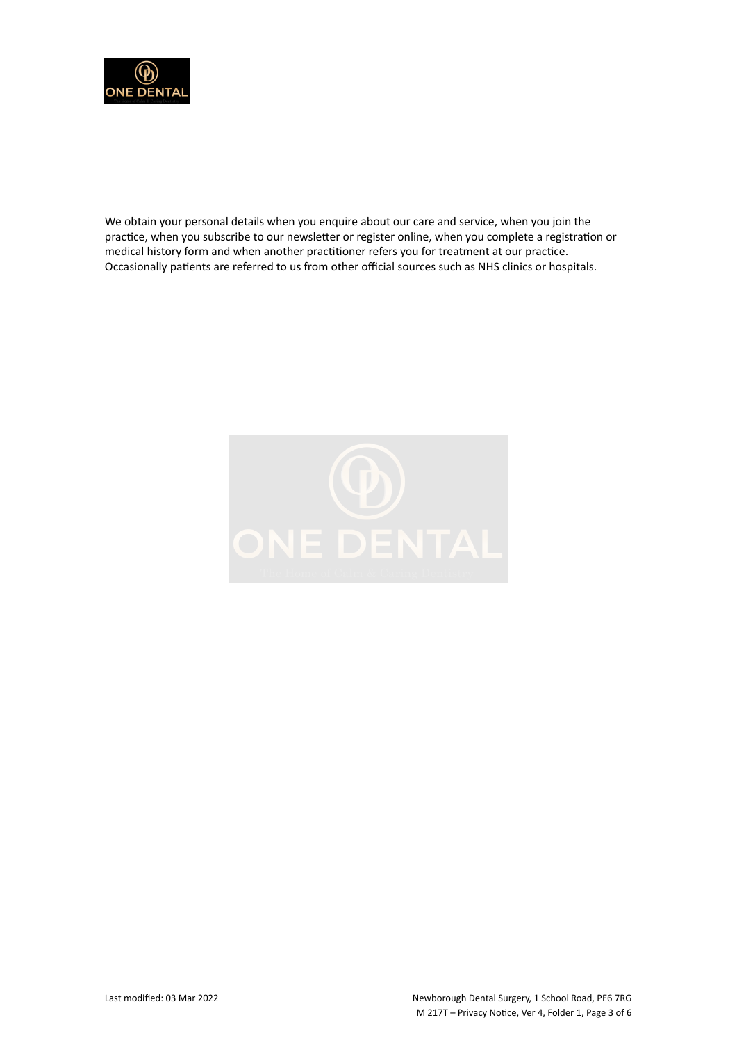We obtain your personal details when you enquire about our care and service, when you join the practice, when you subscribe to our newsletter or register online, when you complete a registration or medical history form and when another practitioner refers you for treatment at our practice. Occasionally patients are referred to us from other official sources such as NHS clinics or hospitals.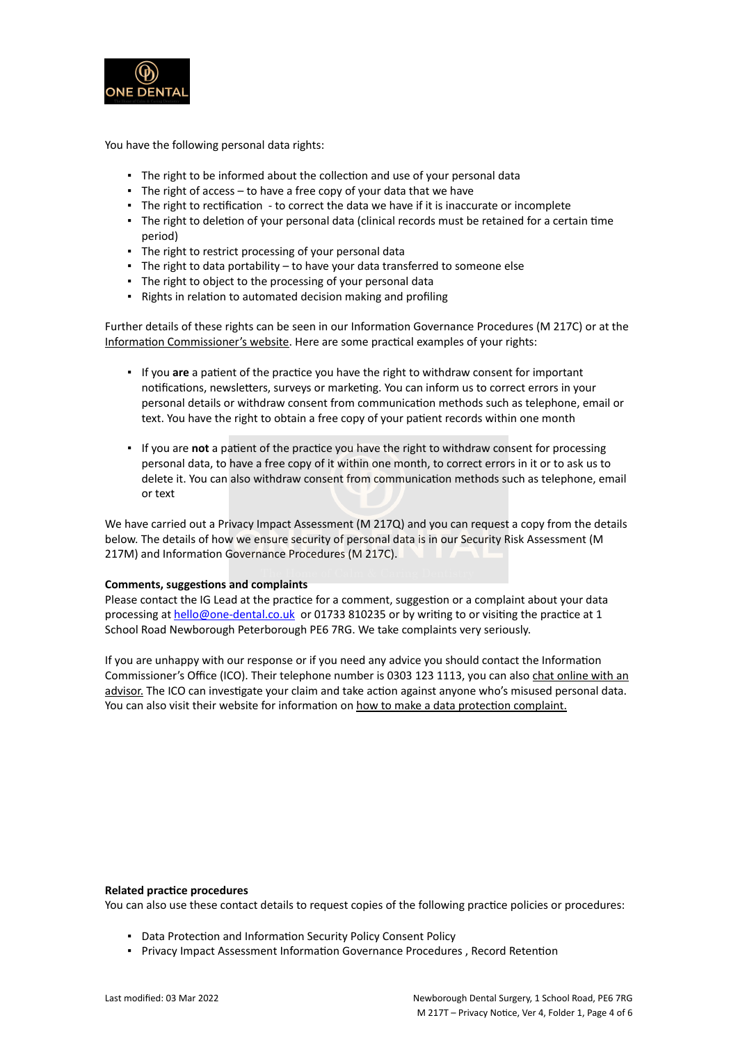You have the following personal data rights:

- The right to be informed about the collection and use of your personal data
- The right of access – to have a free copy of your data that we have
- The right to rectification - to correct the data we have if it is inaccurate or incomplete
- The right to deletion of your personal data (clinical records must be retained for a certain time period)
- The right to restrict processing of your personal data
- The right to data portability – to have your data transferred to someone else
- The right to object to the processing of your personal data
- Rights in relation to automated decision making and profiling

Further details of these rights can be seen in our Information Governance Procedures (M 217C) or at the Information Commissioner's website. Here are some practical examples of your rights:

- If you **are** a patient of the practice you have the right to withdraw consent for important notifications, newsletters, surveys or marketing. You can inform us to correct errors in your personal details or withdraw consent from communication methods such as telephone, email or text. You have the right to obtain a free copy of your patient records within one month

- If you are **not** a patient of the practice you have the right to withdraw consent for processing personal data, to have a free copy of it within one month, to correct errors in it or to ask us to delete it. You can also withdraw consent from communication methods such as telephone, email or text

We have carried out a Privacy Impact Assessment (M 217Q) and you can request a copy from the details below. The details of how we ensure security of personal data is in our Security Risk Assessment (M 217M) and Information Governance Procedures (M 217C).

**Comments, suggestions and complaints**

Please contact the IG Lead at the practice for a comment, suggestion or a complaint about your data processing at hello@one-dental.co.uk or 01733 810235 or by writing to or visiting the practice at 1 School Road Newborough Peterborough PE6 7RG. We take complaints very seriously.

If you are unhappy with our response or if you need any advice you should contact the Information Commissioner's Office (ICO). Their telephone number is 0303 123 1113, you can also chat online with an advisor. The ICO can investigate your claim and take action against anyone who's misused personal data. You can also visit their website for information on how to make a data protection complaint.

**Related practice procedures**

You can also use these contact details to request copies of the following practice policies or procedures:

- Data Protection and Information Security Policy Consent Policy
- Privacy Impact Assessment Information Governance Procedures , Record Retention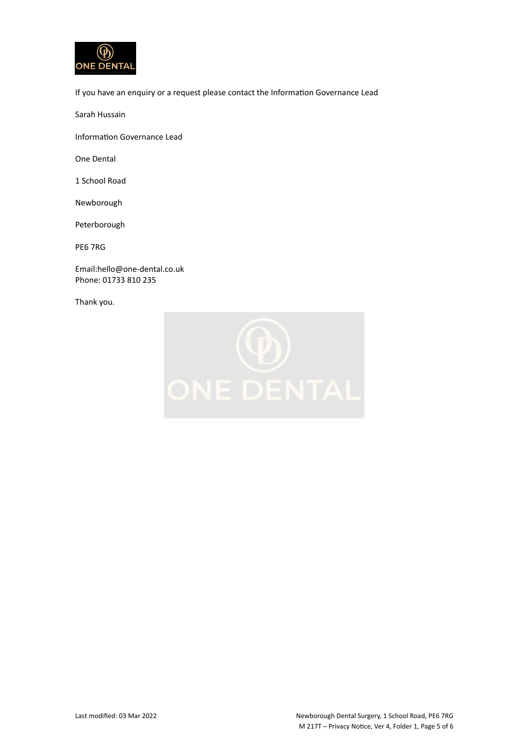If you have an enquiry or a request please contact the Information Governance Lead

Sarah Hussain

Information Governance Lead

One Dental

1 School Road

Newborough

Peterborough

PE6 7RG

Email:hello@one-dental.co.uk
Phone: 01733 810 235

Thank you.